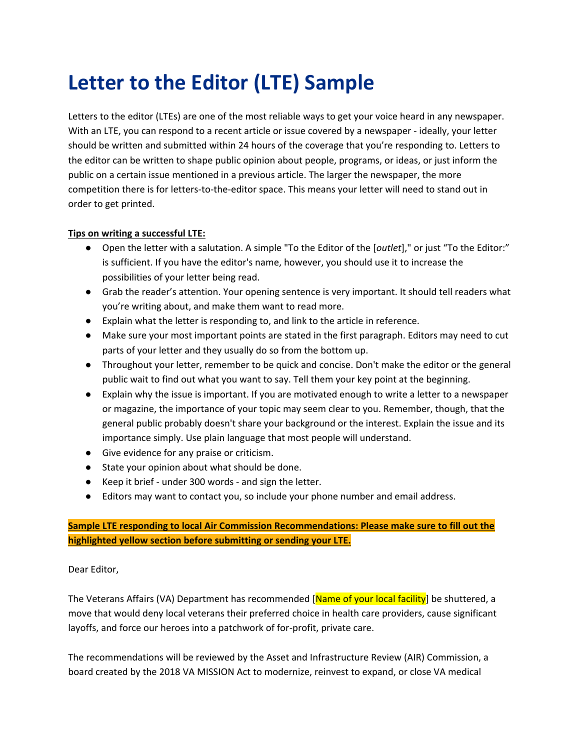# Letter to the Editor (LTE) Sample

Letters to the editor (LTEs) are one of the most reliable ways to get your voice heard in any newspaper. With an LTE, you can respond to a recent article or issue covered by a newspaper - ideally, your letter should be written and submitted within 24 hours of the coverage that you're responding to. Letters to the editor can be written to shape public opinion about people, programs, or ideas, or just inform the public on a certain issue mentioned in a previous article. The larger the newspaper, the more competition there is for letters-to-the-editor space. This means your letter will need to stand out in order to get printed.

**Tips on writing a successful LTE:**

- Open the letter with a salutation. A simple "To the Editor of the [*outlet*]," or just "To the Editor:" is sufficient. If you have the editor's name, however, you should use it to increase the possibilities of your letter being read.
- Grab the reader's attention. Your opening sentence is very important. It should tell readers what you're writing about, and make them want to read more.
- Explain what the letter is responding to, and link to the article in reference.
- Make sure your most important points are stated in the first paragraph. Editors may need to cut parts of your letter and they usually do so from the bottom up.
- Throughout your letter, remember to be quick and concise. Don't make the editor or the general public wait to find out what you want to say. Tell them your key point at the beginning.
- Explain why the issue is important. If you are motivated enough to write a letter to a newspaper or magazine, the importance of your topic may seem clear to you. Remember, though, that the general public probably doesn't share your background or the interest. Explain the issue and its importance simply. Use plain language that most people will understand.
- Give evidence for any praise or criticism.
- State your opinion about what should be done.
- Keep it brief - under 300 words - and sign the letter.
- Editors may want to contact you, so include your phone number and email address.

**Sample LTE responding to local Air Commission Recommendations: Please make sure to fill out the highlighted yellow section before submitting or sending your LTE.**

Dear Editor,

The Veterans Affairs (VA) Department has recommended [Name of your local facility] be shuttered, a move that would deny local veterans their preferred choice in health care providers, cause significant layoffs, and force our heroes into a patchwork of for-profit, private care.

The recommendations will be reviewed by the Asset and Infrastructure Review (AIR) Commission, a board created by the 2018 VA MISSION Act to modernize, reinvest to expand, or close VA medical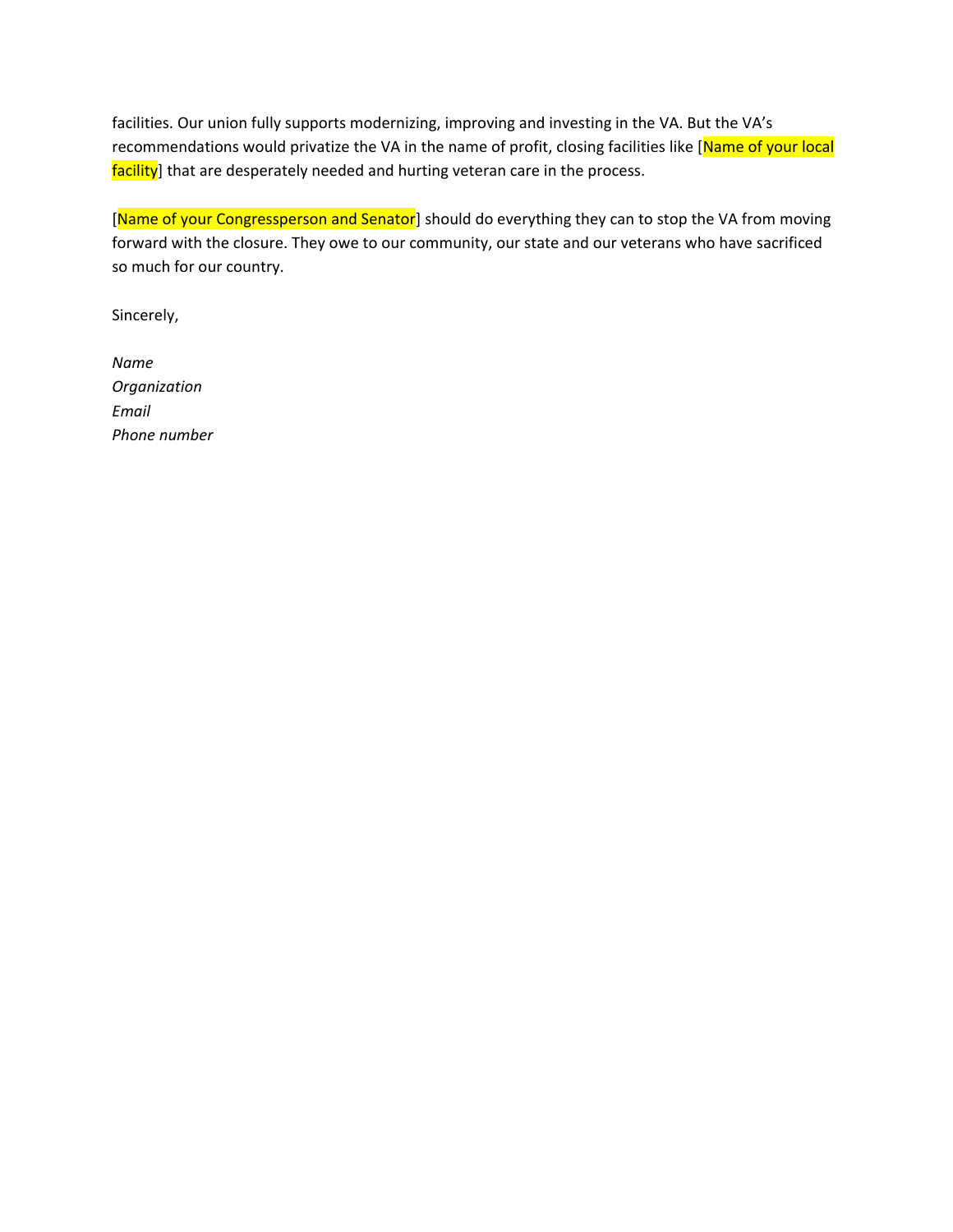facilities. Our union fully supports modernizing, improving and investing in the VA. But the VA's recommendations would privatize the VA in the name of profit, closing facilities like [Name of your local facility] that are desperately needed and hurting veteran care in the process.

[Name of your Congressperson and Senator] should do everything they can to stop the VA from moving forward with the closure. They owe to our community, our state and our veterans who have sacrificed so much for our country.

Sincerely,

*Name*
*Organization*
*Email*
*Phone number*